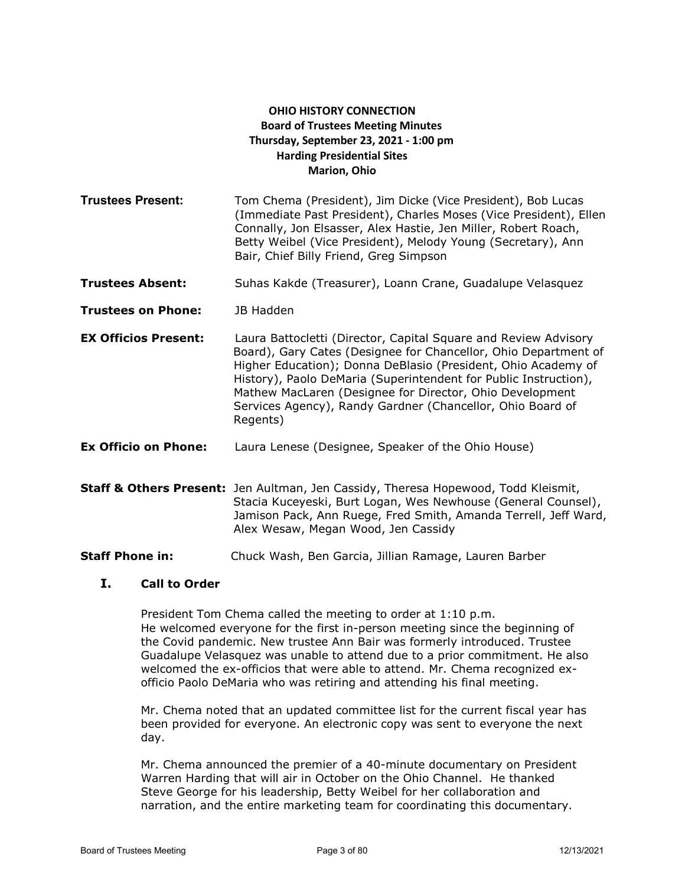# OHIO HISTORY CONNECTION
## Board of Trustees Meeting Minutes
### Thursday, September 23, 2021 - 1:00 pm
### Harding Presidential Sites
### Marion, Ohio

**Trustees Present:** Tom Chema (President), Jim Dicke (Vice President), Bob Lucas (Immediate Past President), Charles Moses (Vice President), Ellen Connally, Jon Elsasser, Alex Hastie, Jen Miller, Robert Roach, Betty Weibel (Vice President), Melody Young (Secretary), Ann Bair, Chief Billy Friend, Greg Simpson

**Trustees Absent:** Suhas Kakde (Treasurer), Loann Crane, Guadalupe Velasquez

**Trustees on Phone:** JB Hadden

**EX Officios Present:** Laura Battocletti (Director, Capital Square and Review Advisory Board), Gary Cates (Designee for Chancellor, Ohio Department of Higher Education); Donna DeBlasio (President, Ohio Academy of History), Paolo DeMaria (Superintendent for Public Instruction), Mathew MacLaren (Designee for Director, Ohio Development Services Agency), Randy Gardner (Chancellor, Ohio Board of Regents)

**Ex Officio on Phone:** Laura Lenese (Designee, Speaker of the Ohio House)

**Staff & Others Present:** Jen Aultman, Jen Cassidy, Theresa Hopewood, Todd Kleismit, Stacia Kuceyeski, Burt Logan, Wes Newhouse (General Counsel), Jamison Pack, Ann Ruege, Fred Smith, Amanda Terrell, Jeff Ward, Alex Wesaw, Megan Wood, Jen Cassidy

**Staff Phone in:** Chuck Wash, Ben Garcia, Jillian Ramage, Lauren Barber

## I. Call to Order

President Tom Chema called the meeting to order at 1:10 p.m. He welcomed everyone for the first in-person meeting since the beginning of the Covid pandemic. New trustee Ann Bair was formerly introduced. Trustee Guadalupe Velasquez was unable to attend due to a prior commitment. He also welcomed the ex-officios that were able to attend. Mr. Chema recognized ex-officio Paolo DeMaria who was retiring and attending his final meeting.

Mr. Chema noted that an updated committee list for the current fiscal year has been provided for everyone. An electronic copy was sent to everyone the next day.

Mr. Chema announced the premier of a 40-minute documentary on President Warren Harding that will air in October on the Ohio Channel. He thanked Steve George for his leadership, Betty Weibel for her collaboration and narration, and the entire marketing team for coordinating this documentary.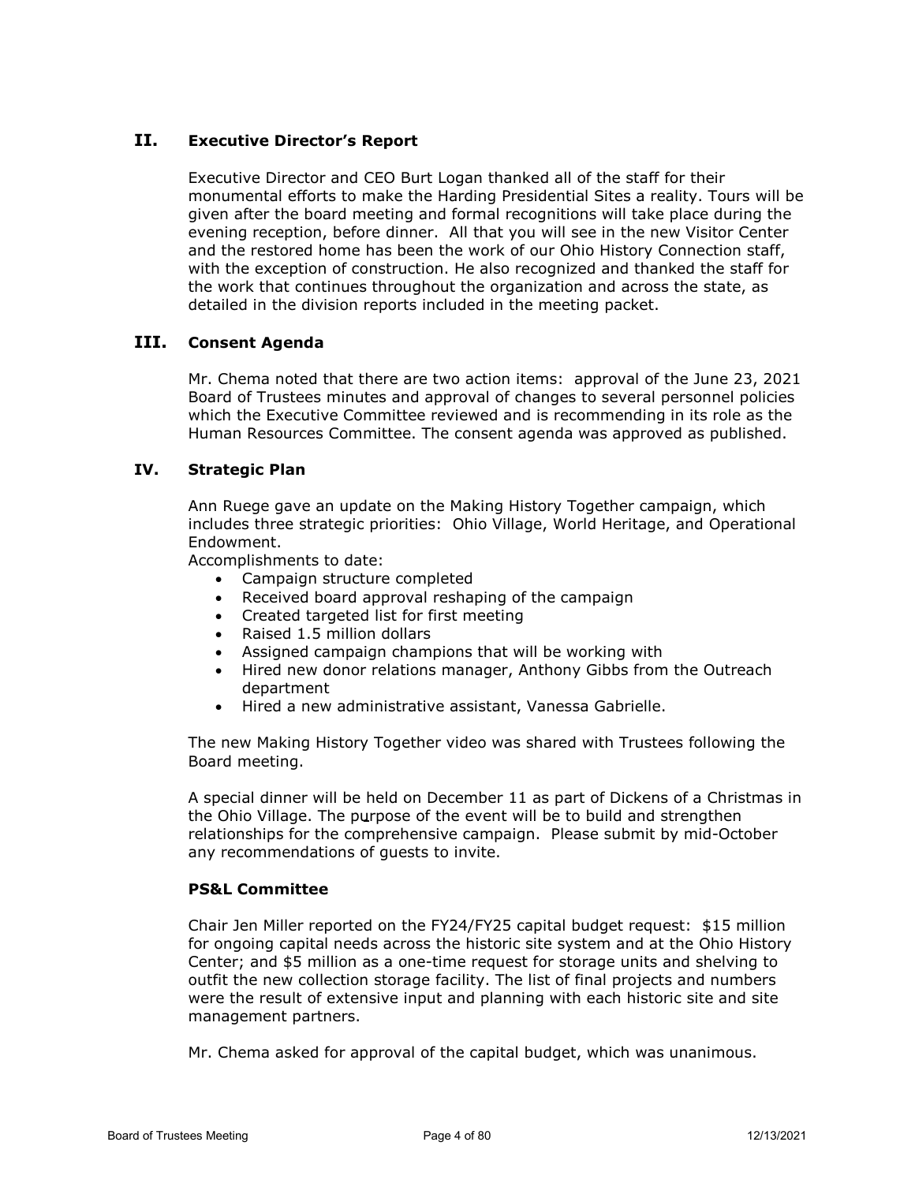## II. Executive Director's Report

Executive Director and CEO Burt Logan thanked all of the staff for their monumental efforts to make the Harding Presidential Sites a reality. Tours will be given after the board meeting and formal recognitions will take place during the evening reception, before dinner. All that you will see in the new Visitor Center and the restored home has been the work of our Ohio History Connection staff, with the exception of construction. He also recognized and thanked the staff for the work that continues throughout the organization and across the state, as detailed in the division reports included in the meeting packet.

## III. Consent Agenda

Mr. Chema noted that there are two action items: approval of the June 23, 2021 Board of Trustees minutes and approval of changes to several personnel policies which the Executive Committee reviewed and is recommending in its role as the Human Resources Committee. The consent agenda was approved as published.

## IV. Strategic Plan

Ann Ruege gave an update on the Making History Together campaign, which includes three strategic priorities: Ohio Village, World Heritage, and Operational Endowment.

Accomplishments to date:

- Campaign structure completed
- Received board approval reshaping of the campaign
- Created targeted list for first meeting
- Raised 1.5 million dollars
- Assigned campaign champions that will be working with
- Hired new donor relations manager, Anthony Gibbs from the Outreach department
- Hired a new administrative assistant, Vanessa Gabrielle.

The new Making History Together video was shared with Trustees following the Board meeting.

A special dinner will be held on December 11 as part of Dickens of a Christmas in the Ohio Village. The purpose of the event will be to build and strengthen relationships for the comprehensive campaign. Please submit by mid-October any recommendations of guests to invite.

### PS&L Committee

Chair Jen Miller reported on the FY24/FY25 capital budget request: $15 million for ongoing capital needs across the historic site system and at the Ohio History Center; and $5 million as a one-time request for storage units and shelving to outfit the new collection storage facility. The list of final projects and numbers were the result of extensive input and planning with each historic site and site management partners.

Mr. Chema asked for approval of the capital budget, which was unanimous.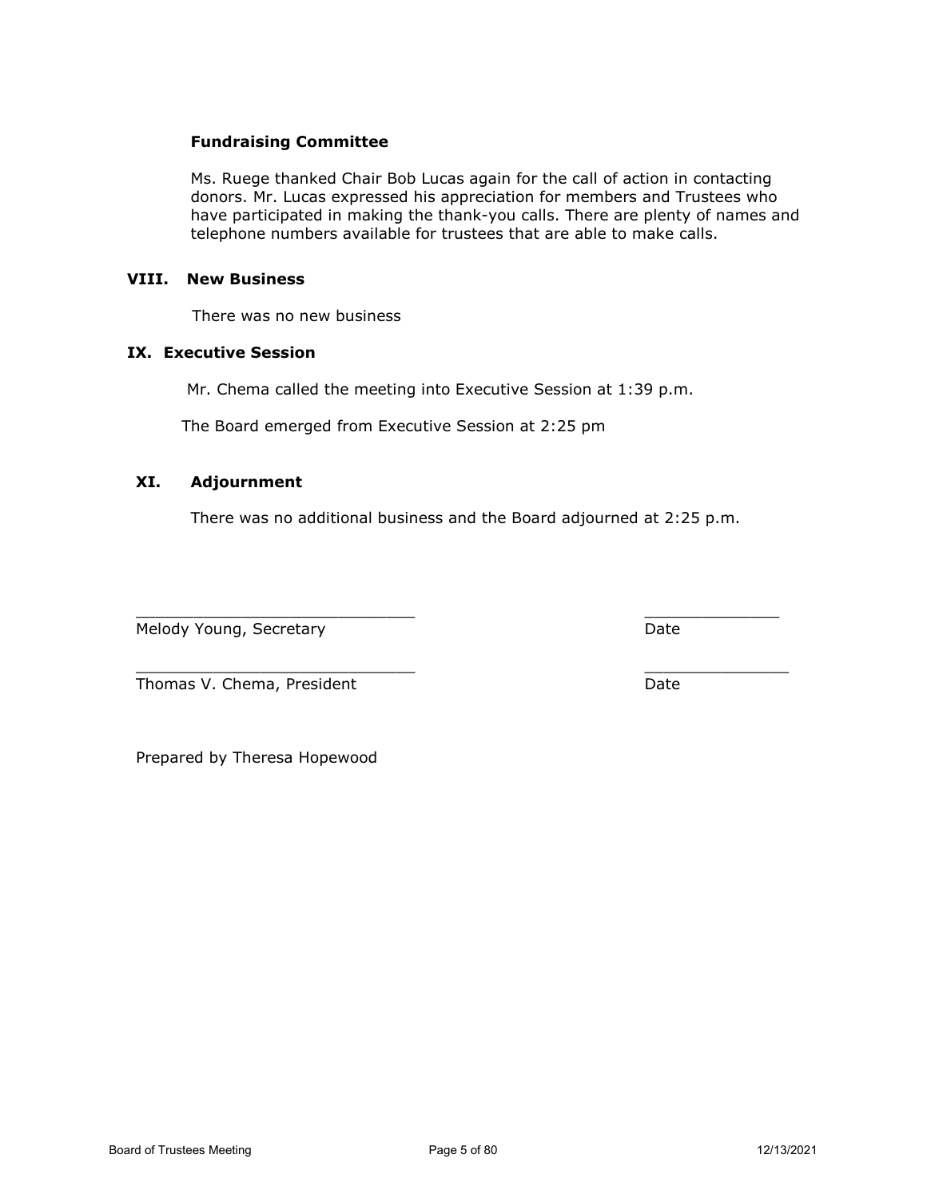**Fundraising Committee**

Ms. Ruege thanked Chair Bob Lucas again for the call of action in contacting donors. Mr. Lucas expressed his appreciation for members and Trustees who have participated in making the thank-you calls. There are plenty of names and telephone numbers available for trustees that are able to make calls.

## VIII. New Business

There was no new business

## IX. Executive Session

Mr. Chema called the meeting into Executive Session at 1:39 p.m.

The Board emerged from Executive Session at 2:25 pm

## XI. Adjournment

There was no additional business and the Board adjourned at 2:25 p.m.

______________________________ ______________

Melody Young, Secretary Date

______________________________ _______________

Thomas V. Chema, President Date

Prepared by Theresa Hopewood